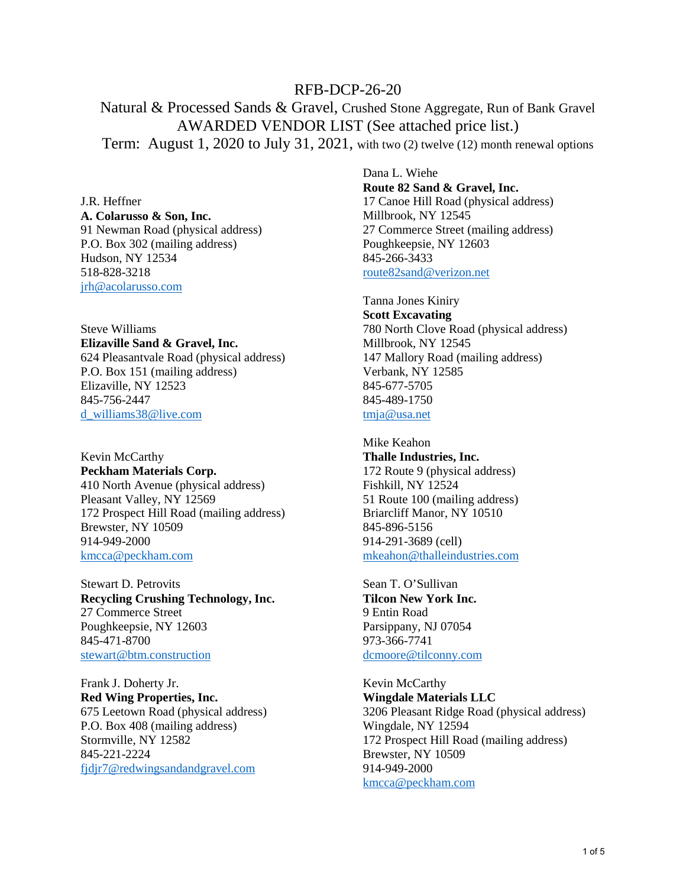# RFB-DCP-26-20

## Natural & Processed Sands & Gravel, Crushed Stone Aggregate, Run of Bank Gravel

## AWARDED VENDOR LIST (See attached price list.)

## Term: August 1, 2020 to July 31, 2021, with two (2) twelve (12) month renewal options

J.R. Heffner
**A. Colarusso & Son, Inc.**
91 Newman Road (physical address)
P.O. Box 302 (mailing address)
Hudson, NY 12534
518-828-3218
jrh@acolarusso.com

Steve Williams
**Elizaville Sand & Gravel, Inc.**
624 Pleasantvale Road (physical address)
P.O. Box 151 (mailing address)
Elizaville, NY 12523
845-756-2447
d_williams38@live.com

Kevin McCarthy
**Peckham Materials Corp.**
410 North Avenue (physical address)
Pleasant Valley, NY 12569
172 Prospect Hill Road (mailing address)
Brewster, NY 10509
914-949-2000
kmcca@peckham.com

Stewart D. Petrovits
**Recycling Crushing Technology, Inc.**
27 Commerce Street
Poughkeepsie, NY 12603
845-471-8700
stewart@btm.construction

Frank J. Doherty Jr.
**Red Wing Properties, Inc.**
675 Leetown Road (physical address)
P.O. Box 408 (mailing address)
Stormville, NY 12582
845-221-2224
fjdjr7@redwingsandandgravel.com

Dana L. Wiehe
**Route 82 Sand & Gravel, Inc.**
17 Canoe Hill Road (physical address)
Millbrook, NY 12545
27 Commerce Street (mailing address)
Poughkeepsie, NY 12603
845-266-3433
route82sand@verizon.net

Tanna Jones Kiniry
**Scott Excavating**
780 North Clove Road (physical address)
Millbrook, NY 12545
147 Mallory Road (mailing address)
Verbank, NY 12585
845-677-5705
845-489-1750
tmja@usa.net

Mike Keahon
**Thalle Industries, Inc.**
172 Route 9 (physical address)
Fishkill, NY 12524
51 Route 100 (mailing address)
Briarcliff Manor, NY 10510
845-896-5156
914-291-3689 (cell)
mkeahon@thalleindustries.com

Sean T. O'Sullivan
**Tilcon New York Inc.**
9 Entin Road
Parsippany, NJ 07054
973-366-7741
dcmoore@tilconny.com

Kevin McCarthy
**Wingdale Materials LLC**
3206 Pleasant Ridge Road (physical address)
Wingdale, NY 12594
172 Prospect Hill Road (mailing address)
Brewster, NY 10509
914-949-2000
kmcca@peckham.com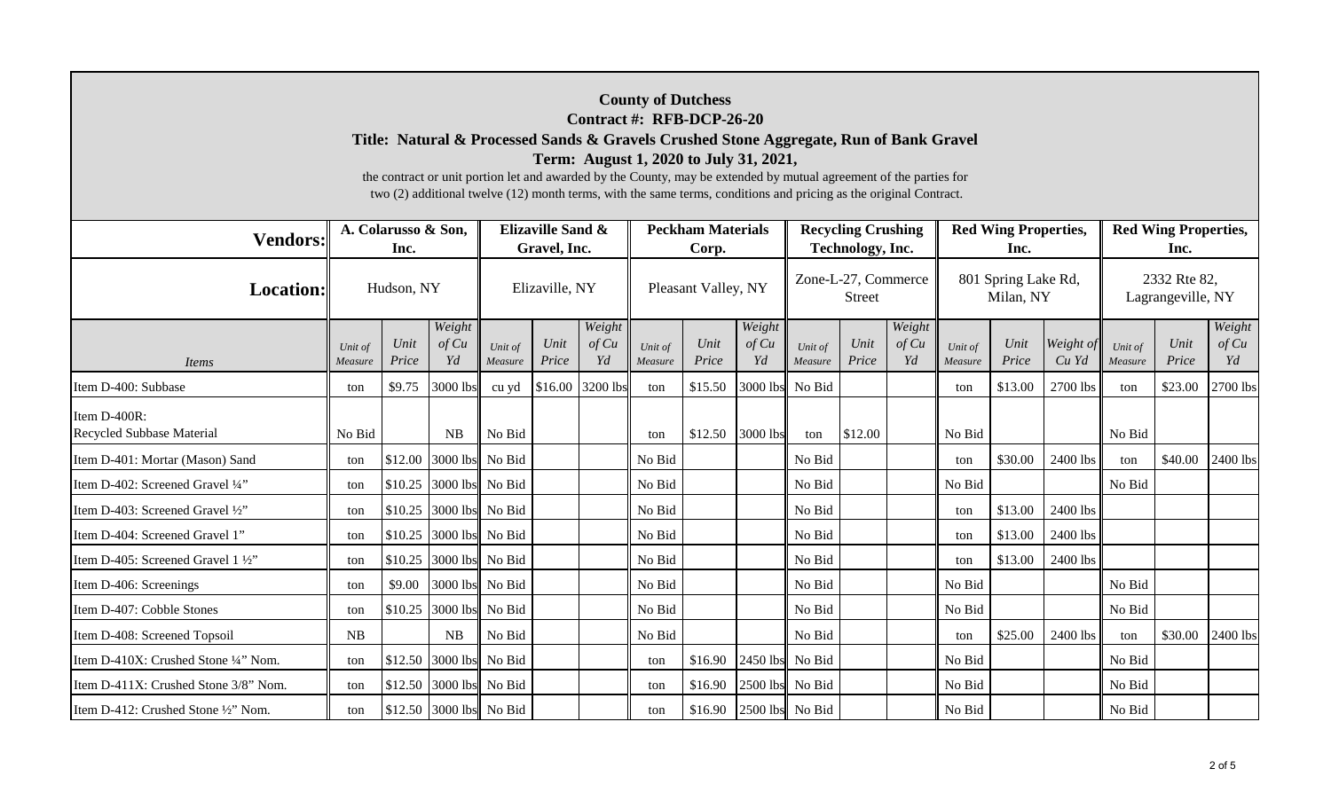**County of Dutchess**
**Contract #: RFB-DCP-26-20**
**Title: Natural & Processed Sands & Gravels Crushed Stone Aggregate, Run of Bank Gravel**
**Term: August 1, 2020 to July 31, 2021,**
the contract or unit portion let and awarded by the County, may be extended by mutual agreement of the parties for two (2) additional twelve (12) month terms, with the same terms, conditions and pricing as the original Contract.

| Vendors: | A. Colarusso & Son, Inc. | | | Elizaville Sand & Gravel, Inc. | | | Peckham Materials Corp. | | | Recycling Crushing Technology, Inc. | | | Red Wing Properties, Inc. | | | Red Wing Properties, Inc. | | |
|---|---|---|---|---|---|---|---|---|---|---|---|---|---|---|---|---|---|---|
| Location: | Hudson, NY | | | Elizaville, NY | | | Pleasant Valley, NY | | | Zone-L-27, Commerce Street | | | 801 Spring Lake Rd, Milan, NY | | | 2332 Rte 82, Lagrangeville, NY | | |
| *Items* | *Unit of Measure* | *Unit Price* | *Weight of Cu Yd* | *Unit of Measure* | *Unit Price* | *Weight of Cu Yd* | *Unit of Measure* | *Unit Price* | *Weight of Cu Yd* | *Unit of Measure* | *Unit Price* | *Weight of Cu Yd* | *Unit of Measure* | *Unit Price* | *Weight of Cu Yd* | *Unit of Measure* | *Unit Price* | *Weight of Cu Yd* |
| Item D-400: Subbase | ton | $9.75 | 3000 lbs | cu yd | $16.00 | 3200 lbs | ton | $15.50 | 3000 lbs | No Bid | | | ton | $13.00 | 2700 lbs | ton | $23.00 | 2700 lbs |
| Item D-400R: Recycled Subbase Material | No Bid | | NB | No Bid | | | ton | $12.50 | 3000 lbs | ton | $12.00 | | No Bid | | | No Bid | | |
| Item D-401: Mortar (Mason) Sand | ton | $12.00 | 3000 lbs | No Bid | | | No Bid | | | No Bid | | | ton | $30.00 | 2400 lbs | ton | $40.00 | 2400 lbs |
| Item D-402: Screened Gravel ¼” | ton | $10.25 | 3000 lbs | No Bid | | | No Bid | | | No Bid | | | No Bid | | | No Bid | | |
| Item D-403: Screened Gravel ½” | ton | $10.25 | 3000 lbs | No Bid | | | No Bid | | | No Bid | | | ton | $13.00 | 2400 lbs | | | |
| Item D-404: Screened Gravel 1” | ton | $10.25 | 3000 lbs | No Bid | | | No Bid | | | No Bid | | | ton | $13.00 | 2400 lbs | | | |
| Item D-405: Screened Gravel 1 ½” | ton | $10.25 | 3000 lbs | No Bid | | | No Bid | | | No Bid | | | ton | $13.00 | 2400 lbs | | | |
| Item D-406: Screenings | ton | $9.00 | 3000 lbs | No Bid | | | No Bid | | | No Bid | | | No Bid | | | No Bid | | |
| Item D-407: Cobble Stones | ton | $10.25 | 3000 lbs | No Bid | | | No Bid | | | No Bid | | | No Bid | | | No Bid | | |
| Item D-408: Screened Topsoil | NB | | NB | No Bid | | | No Bid | | | No Bid | | | ton | $25.00 | 2400 lbs | ton | $30.00 | 2400 lbs |
| Item D-410X: Crushed Stone ¼” Nom. | ton | $12.50 | 3000 lbs | No Bid | | | ton | $16.90 | 2450 lbs | No Bid | | | No Bid | | | No Bid | | |
| Item D-411X: Crushed Stone 3/8” Nom. | ton | $12.50 | 3000 lbs | No Bid | | | ton | $16.90 | 2500 lbs | No Bid | | | No Bid | | | No Bid | | |
| Item D-412: Crushed Stone ½” Nom. | ton | $12.50 | 3000 lbs | No Bid | | | ton | $16.90 | 2500 lbs | No Bid | | | No Bid | | | No Bid | | |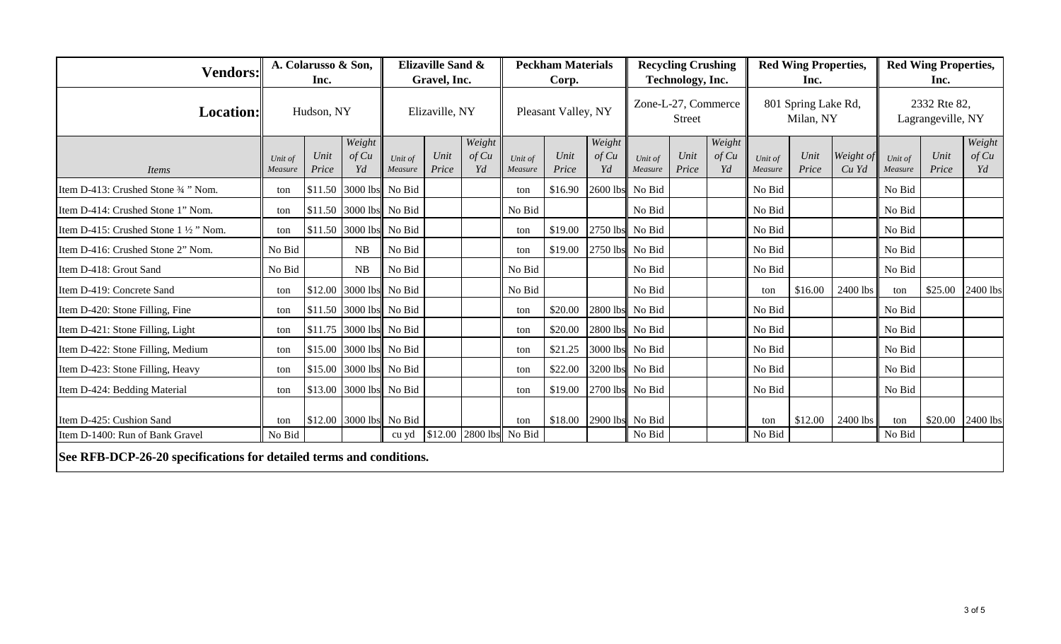| Vendors: | A. Colarusso & Son, Inc. | | | Elizaville Sand & Gravel, Inc. | | | Peckham Materials Corp. | | | Recycling Crushing Technology, Inc. | | | Red Wing Properties, Inc. | | | Red Wing Properties, Inc. | | |
|---|---|---|---|---|---|---|---|---|---|---|---|---|---|---|---|---|---|---|
| **Location:** | Hudson, NY | | | Elizaville, NY | | | Pleasant Valley, NY | | | Zone-L-27, Commerce Street | | | 801 Spring Lake Rd, Milan, NY | | | 2332 Rte 82, Lagrangeville, NY | | |
| *Items* | *Unit of Measure* | *Unit Price* | *Weight of Cu Yd* | *Unit of Measure* | *Unit Price* | *Weight of Cu Yd* | *Unit of Measure* | *Unit Price* | *Weight of Cu Yd* | *Unit of Measure* | *Unit Price* | *Weight of Cu Yd* | *Unit of Measure* | *Unit Price* | *Weight of Cu Yd* | *Unit of Measure* | *Unit Price* | *Weight of Cu Yd* |
| Item D-413: Crushed Stone ¾ " Nom. | ton | $11.50 | 3000 lbs | No Bid | | | ton | $16.90 | 2600 lbs | No Bid | | | No Bid | | | No Bid | | |
| Item D-414: Crushed Stone 1" Nom. | ton | $11.50 | 3000 lbs | No Bid | | | No Bid | | | No Bid | | | No Bid | | | No Bid | | |
| Item D-415: Crushed Stone 1 ½ " Nom. | ton | $11.50 | 3000 lbs | No Bid | | | ton | $19.00 | 2750 lbs | No Bid | | | No Bid | | | No Bid | | |
| Item D-416: Crushed Stone 2" Nom. | No Bid | | NB | No Bid | | | ton | $19.00 | 2750 lbs | No Bid | | | No Bid | | | No Bid | | |
| Item D-418: Grout Sand | No Bid | | NB | No Bid | | | No Bid | | | No Bid | | | No Bid | | | No Bid | | |
| Item D-419: Concrete Sand | ton | $12.00 | 3000 lbs | No Bid | | | No Bid | | | No Bid | | | ton | $16.00 | 2400 lbs | ton | $25.00 | 2400 lbs |
| Item D-420: Stone Filling, Fine | ton | $11.50 | 3000 lbs | No Bid | | | ton | $20.00 | 2800 lbs | No Bid | | | No Bid | | | No Bid | | |
| Item D-421: Stone Filling, Light | ton | $11.75 | 3000 lbs | No Bid | | | ton | $20.00 | 2800 lbs | No Bid | | | No Bid | | | No Bid | | |
| Item D-422: Stone Filling, Medium | ton | $15.00 | 3000 lbs | No Bid | | | ton | $21.25 | 3000 lbs | No Bid | | | No Bid | | | No Bid | | |
| Item D-423: Stone Filling, Heavy | ton | $15.00 | 3000 lbs | No Bid | | | ton | $22.00 | 3200 lbs | No Bid | | | No Bid | | | No Bid | | |
| Item D-424: Bedding Material | ton | $13.00 | 3000 lbs | No Bid | | | ton | $19.00 | 2700 lbs | No Bid | | | No Bid | | | No Bid | | |
| Item D-425: Cushion Sand | ton | $12.00 | 3000 lbs | No Bid | | | ton | $18.00 | 2900 lbs | No Bid | | | ton | $12.00 | 2400 lbs | ton | $20.00 | 2400 lbs |
| Item D-1400: Run of Bank Gravel | No Bid | | | cu yd | $12.00 | 2800 lbs | No Bid | | | No Bid | | | No Bid | | | No Bid | | |

**See RFB-DCP-26-20 specifications for detailed terms and conditions.**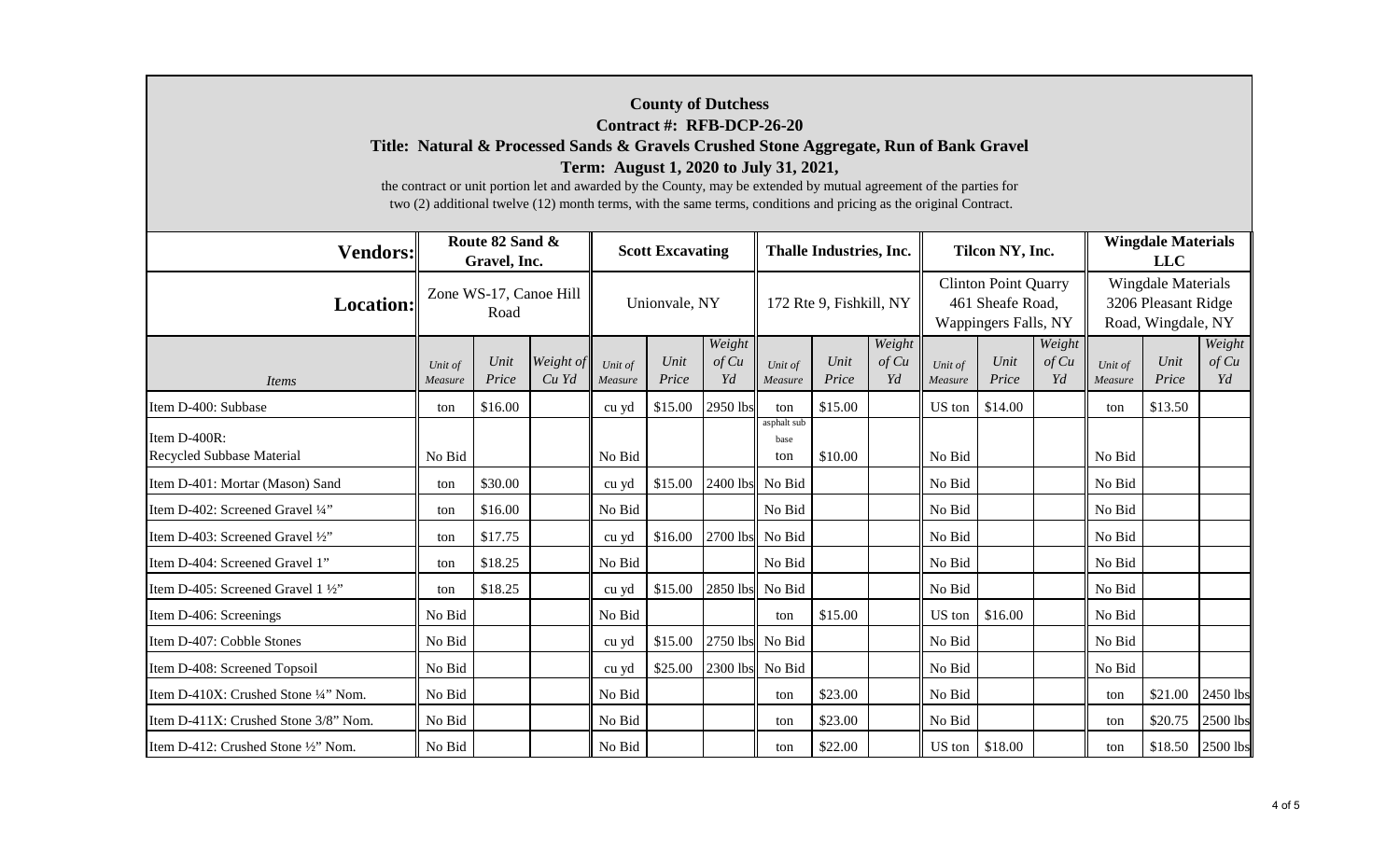**County of Dutchess**
**Contract #: RFB-DCP-26-20**
**Title: Natural & Processed Sands & Gravels Crushed Stone Aggregate, Run of Bank Gravel**
**Term: August 1, 2020 to July 31, 2021,**

the contract or unit portion let and awarded by the County, may be extended by mutual agreement of the parties for two (2) additional twelve (12) month terms, with the same terms, conditions and pricing as the original Contract.

| **Vendors:** | **Route 82 Sand & Gravel, Inc.** | | | **Scott Excavating** | | | **Thalle Industries, Inc.** | | | **Tilcon NY, Inc.** | | | **Wingdale Materials LLC** | | |
|---|---|---|---|---|---|---|---|---|---|---|---|---|---|---|---|
| **Location:** | Zone WS-17, Canoe Hill Road | | | Unionvale, NY | | | 172 Rte 9, Fishkill, NY | | | Clinton Point Quarry 461 Sheafe Road, Wappingers Falls, NY | | | Wingdale Materials 3206 Pleasant Ridge Road, Wingdale, NY | | |
| *Items* | *Unit of Measure* | *Unit Price* | *Weight of Cu Yd* | *Unit of Measure* | *Unit Price* | *Weight of Cu Yd* | *Unit of Measure* | *Unit Price* | *Weight of Cu Yd* | *Unit of Measure* | *Unit Price* | *Weight of Cu Yd* | *Unit of Measure* | *Unit Price* | *Weight of Cu Yd* |
| Item D-400: Subbase | ton | $16.00 | | cu yd | $15.00 | 2950 lbs | ton | $15.00 | | US ton | $14.00 | | ton | $13.50 | |
| Item D-400R: Recycled Subbase Material | No Bid | | | No Bid | | | asphalt sub base ton | $10.00 | | No Bid | | | No Bid | | |
| Item D-401: Mortar (Mason) Sand | ton | $30.00 | | cu yd | $15.00 | 2400 lbs | No Bid | | | No Bid | | | No Bid | | |
| Item D-402: Screened Gravel ¼" | ton | $16.00 | | No Bid | | | No Bid | | | No Bid | | | No Bid | | |
| Item D-403: Screened Gravel ½" | ton | $17.75 | | cu yd | $16.00 | 2700 lbs | No Bid | | | No Bid | | | No Bid | | |
| Item D-404: Screened Gravel 1" | ton | $18.25 | | No Bid | | | No Bid | | | No Bid | | | No Bid | | |
| Item D-405: Screened Gravel 1 ½" | ton | $18.25 | | cu yd | $15.00 | 2850 lbs | No Bid | | | No Bid | | | No Bid | | |
| Item D-406: Screenings | No Bid | | | No Bid | | | ton | $15.00 | | US ton | $16.00 | | No Bid | | |
| Item D-407: Cobble Stones | No Bid | | | cu yd | $15.00 | 2750 lbs | No Bid | | | No Bid | | | No Bid | | |
| Item D-408: Screened Topsoil | No Bid | | | cu yd | $25.00 | 2300 lbs | No Bid | | | No Bid | | | No Bid | | |
| Item D-410X: Crushed Stone ¼" Nom. | No Bid | | | No Bid | | | ton | $23.00 | | No Bid | | | ton | $21.00 | 2450 lbs |
| Item D-411X: Crushed Stone 3/8" Nom. | No Bid | | | No Bid | | | ton | $23.00 | | No Bid | | | ton | $20.75 | 2500 lbs |
| Item D-412: Crushed Stone ½" Nom. | No Bid | | | No Bid | | | ton | $22.00 | | US ton | $18.00 | | ton | $18.50 | 2500 lbs |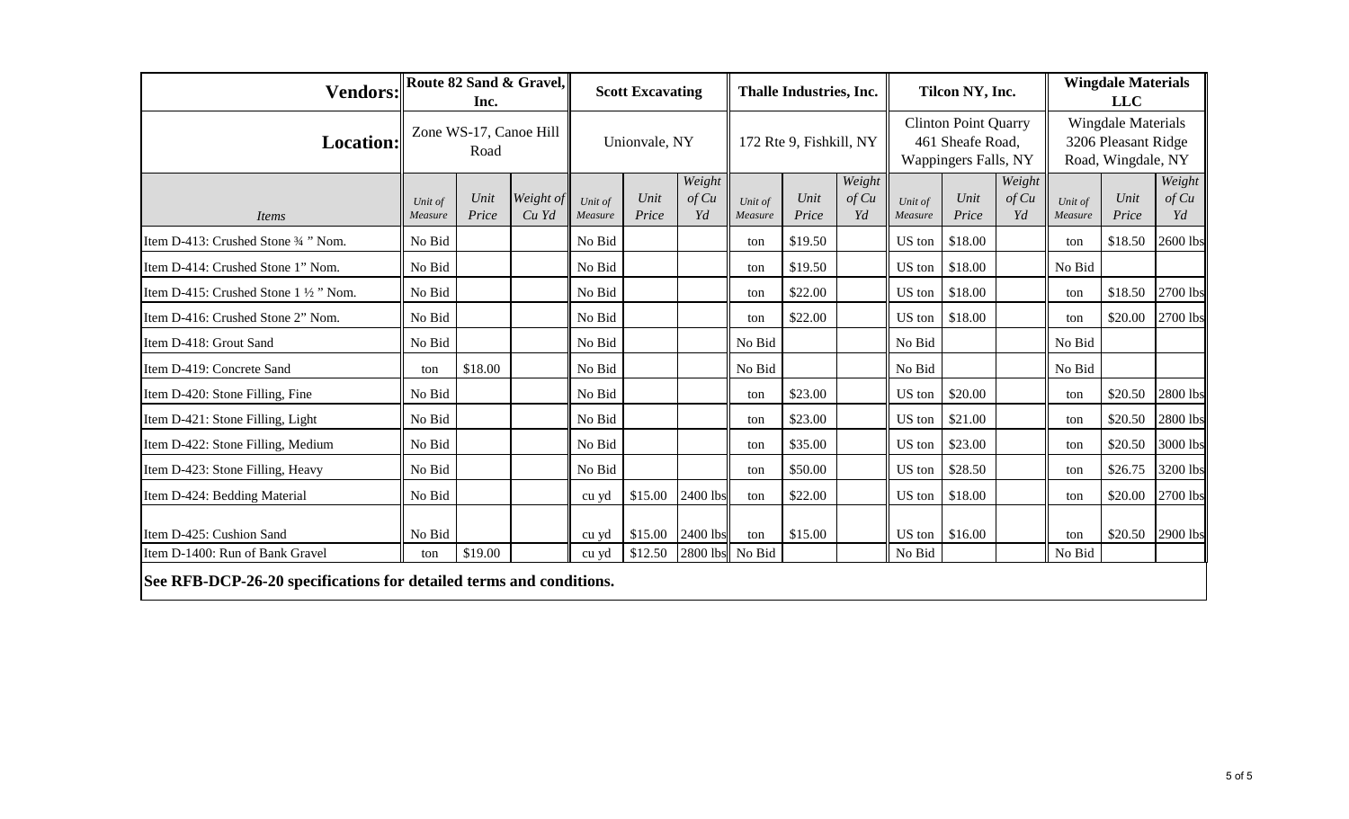| Vendors: | Route 82 Sand & Gravel, Inc. | | | Scott Excavating | | | Thalle Industries, Inc. | | | Tilcon NY, Inc. | | | Wingdale Materials LLC | | |
|---|---|---|---|---|---|---|---|---|---|---|---|---|---|---|---|
| Location: | Zone WS-17, Canoe Hill Road | | | Unionvale, NY | | | 172 Rte 9, Fishkill, NY | | | Clinton Point Quarry 461 Sheafe Road, Wappingers Falls, NY | | | Wingdale Materials 3206 Pleasant Ridge Road, Wingdale, NY | | |
| *Items* | *Unit of Measure* | *Unit Price* | *Weight of Cu Yd* | *Unit of Measure* | *Unit Price* | *Weight of Cu Yd* | *Unit of Measure* | *Unit Price* | *Weight of Cu Yd* | *Unit of Measure* | *Unit Price* | *Weight of Cu Yd* | *Unit of Measure* | *Unit Price* | *Weight of Cu Yd* |
| Item D-413: Crushed Stone ¾ " Nom. | No Bid | | | No Bid | | | ton | $19.50 | | US ton | $18.00 | | ton | $18.50 | 2600 lbs |
| Item D-414: Crushed Stone 1" Nom. | No Bid | | | No Bid | | | ton | $19.50 | | US ton | $18.00 | | No Bid | | |
| Item D-415: Crushed Stone 1 ½ " Nom. | No Bid | | | No Bid | | | ton | $22.00 | | US ton | $18.00 | | ton | $18.50 | 2700 lbs |
| Item D-416: Crushed Stone 2" Nom. | No Bid | | | No Bid | | | ton | $22.00 | | US ton | $18.00 | | ton | $20.00 | 2700 lbs |
| Item D-418: Grout Sand | No Bid | | | No Bid | | | No Bid | | | No Bid | | | No Bid | | |
| Item D-419: Concrete Sand | ton | $18.00 | | No Bid | | | No Bid | | | No Bid | | | No Bid | | |
| Item D-420: Stone Filling, Fine | No Bid | | | No Bid | | | ton | $23.00 | | US ton | $20.00 | | ton | $20.50 | 2800 lbs |
| Item D-421: Stone Filling, Light | No Bid | | | No Bid | | | ton | $23.00 | | US ton | $21.00 | | ton | $20.50 | 2800 lbs |
| Item D-422: Stone Filling, Medium | No Bid | | | No Bid | | | ton | $35.00 | | US ton | $23.00 | | ton | $20.50 | 3000 lbs |
| Item D-423: Stone Filling, Heavy | No Bid | | | No Bid | | | ton | $50.00 | | US ton | $28.50 | | ton | $26.75 | 3200 lbs |
| Item D-424: Bedding Material | No Bid | | | cu yd | $15.00 | 2400 lbs | ton | $22.00 | | US ton | $18.00 | | ton | $20.00 | 2700 lbs |
| Item D-425: Cushion Sand | No Bid | | | cu yd | $15.00 | 2400 lbs | ton | $15.00 | | US ton | $16.00 | | ton | $20.50 | 2900 lbs |
| Item D-1400: Run of Bank Gravel | ton | $19.00 | | cu yd | $12.50 | 2800 lbs | No Bid | | | No Bid | | | No Bid | | |

**See RFB-DCP-26-20 specifications for detailed terms and conditions.**